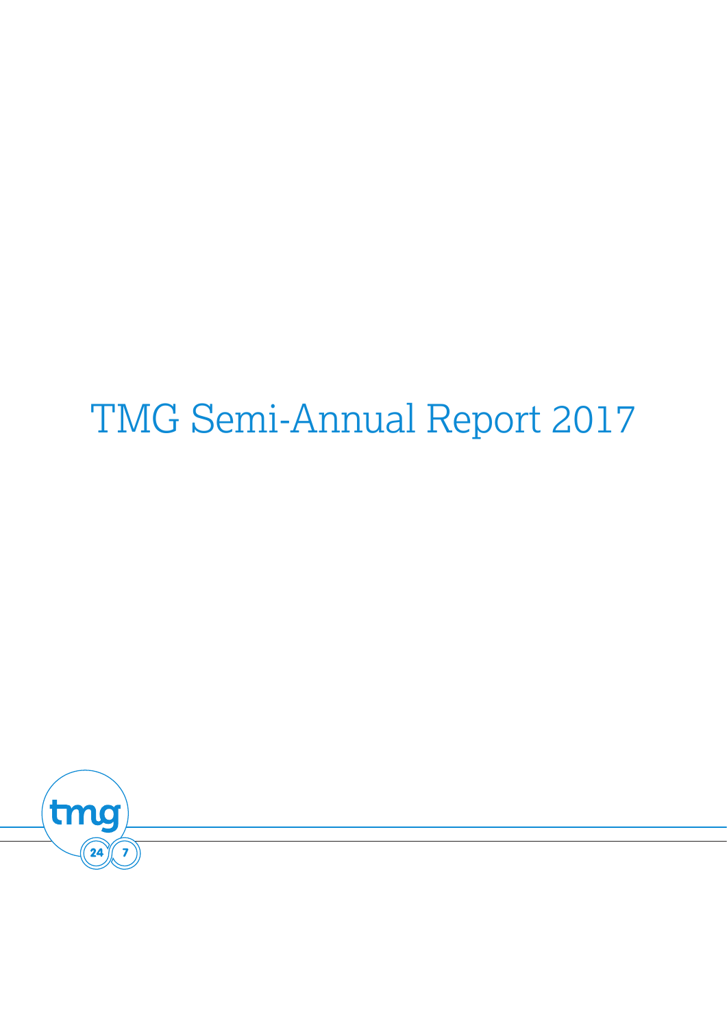# TMG Semi-Annual Report 2017

tmg

24 7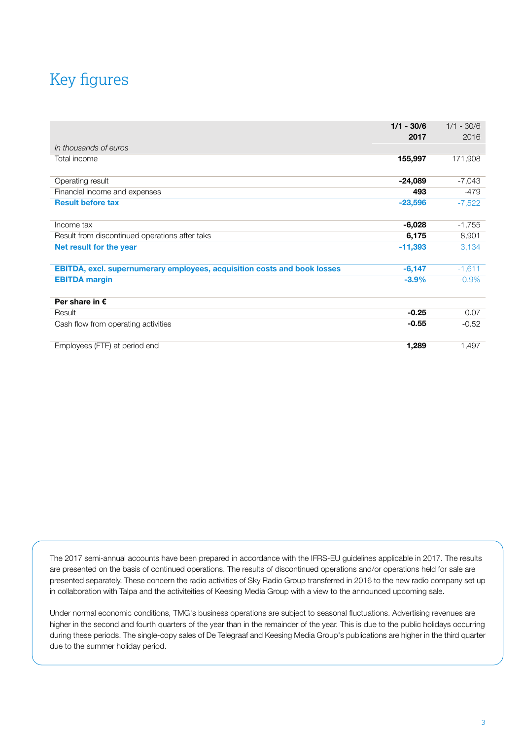# Key figures

| In thousands of euros | **1/1 - 30/6 2017** | 1/1 - 30/6 2016 |
|---|---|---|
| Total income | **155,997** | 171,908 |
| | | |
| Operating result | **-24,089** | -7,043 |
| Financial income and expenses | **493** | -479 |
| **Result before tax** | **-23,596** | -7,522 |
| | | |
| Income tax | **-6,028** | -1,755 |
| Result from discontinued operations after taks | **6,175** | 8,901 |
| **Net result for the year** | **-11,393** | 3,134 |
| | | |
| **EBITDA, excl. supernumerary employees, acquisition costs and book losses** | **-6,147** | -1,611 |
| **EBITDA margin** | **-3.9%** | -0.9% |
| | | |
| **Per share in €** | | |
| Result | **-0.25** | 0.07 |
| Cash flow from operating activities | **-0.55** | -0.52 |
| | | |
| Employees (FTE) at period end | **1,289** | 1,497 |

The 2017 semi-annual accounts have been prepared in accordance with the IFRS-EU guidelines applicable in 2017. The results are presented on the basis of continued operations. The results of discontinued operations and/or operations held for sale are presented separately. These concern the radio activities of Sky Radio Group transferred in 2016 to the new radio company set up in collaboration with Talpa and the activiteities of Keesing Media Group with a view to the announced upcoming sale.

Under normal economic conditions, TMG's business operations are subject to seasonal fluctuations. Advertising revenues are higher in the second and fourth quarters of the year than in the remainder of the year. This is due to the public holidays occurring during these periods. The single-copy sales of De Telegraaf and Keesing Media Group's publications are higher in the third quarter due to the summer holiday period.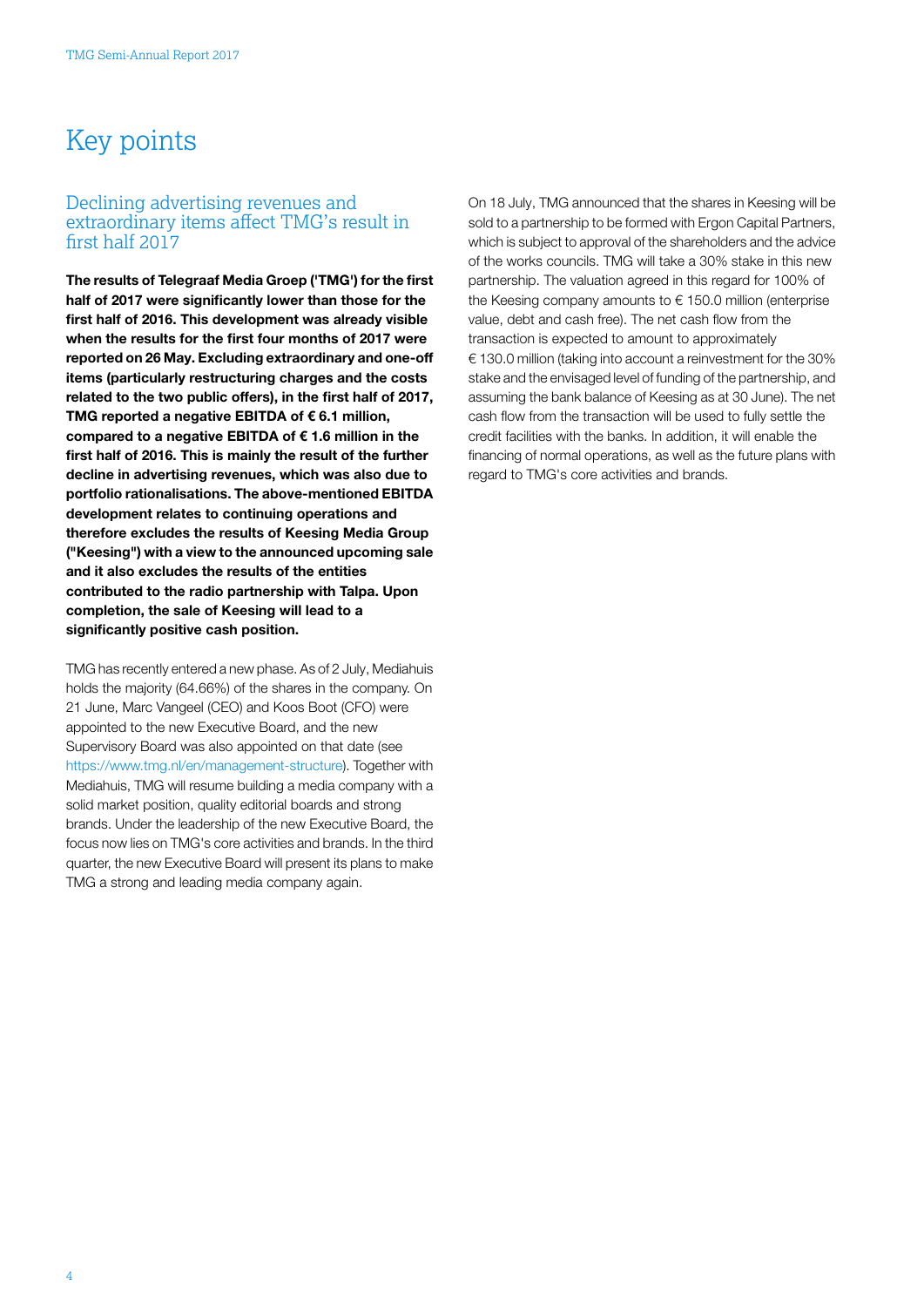# Key points

## Declining advertising revenues and extraordinary items affect TMG's result in first half 2017

**The results of Telegraaf Media Groep ('TMG') for the first half of 2017 were significantly lower than those for the first half of 2016. This development was already visible when the results for the first four months of 2017 were reported on 26 May. Excluding extraordinary and one-off items (particularly restructuring charges and the costs related to the two public offers), in the first half of 2017, TMG reported a negative EBITDA of € 6.1 million, compared to a negative EBITDA of € 1.6 million in the first half of 2016. This is mainly the result of the further decline in advertising revenues, which was also due to portfolio rationalisations. The above-mentioned EBITDA development relates to continuing operations and therefore excludes the results of Keesing Media Group ("Keesing") with a view to the announced upcoming sale and it also excludes the results of the entities contributed to the radio partnership with Talpa. Upon completion, the sale of Keesing will lead to a significantly positive cash position.**

TMG has recently entered a new phase. As of 2 July, Mediahuis holds the majority (64.66%) of the shares in the company. On 21 June, Marc Vangeel (CEO) and Koos Boot (CFO) were appointed to the new Executive Board, and the new Supervisory Board was also appointed on that date (see https://www.tmg.nl/en/management-structure). Together with Mediahuis, TMG will resume building a media company with a solid market position, quality editorial boards and strong brands. Under the leadership of the new Executive Board, the focus now lies on TMG's core activities and brands. In the third quarter, the new Executive Board will present its plans to make TMG a strong and leading media company again.

On 18 July, TMG announced that the shares in Keesing will be sold to a partnership to be formed with Ergon Capital Partners, which is subject to approval of the shareholders and the advice of the works councils. TMG will take a 30% stake in this new partnership. The valuation agreed in this regard for 100% of the Keesing company amounts to € 150.0 million (enterprise value, debt and cash free). The net cash flow from the transaction is expected to amount to approximately € 130.0 million (taking into account a reinvestment for the 30% stake and the envisaged level of funding of the partnership, and assuming the bank balance of Keesing as at 30 June). The net cash flow from the transaction will be used to fully settle the credit facilities with the banks. In addition, it will enable the financing of normal operations, as well as the future plans with regard to TMG's core activities and brands.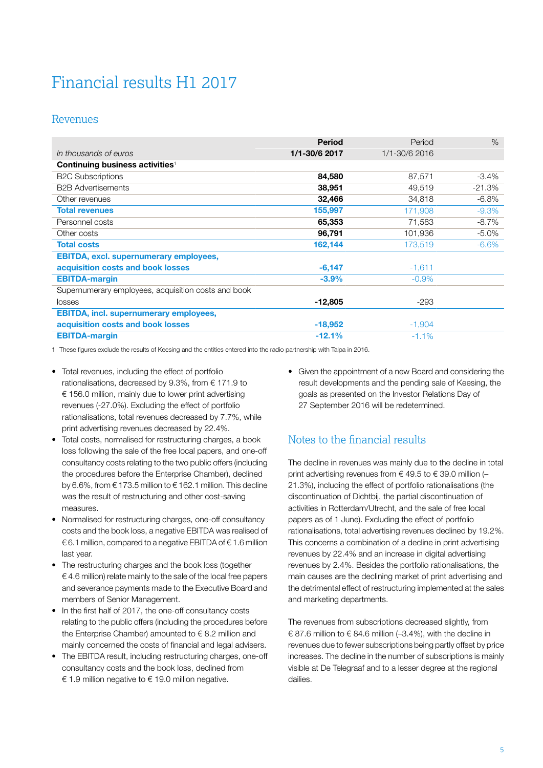# Financial results H1 2017

## Revenues

| *In thousands of euros* | **Period 1/1-30/6 2017** | Period 1/1-30/6 2016 | % |
|---|---|---|---|
| **Continuing business activities**[1] | | | |
| B2C Subscriptions | **84,580** | 87,571 | -3.4% |
| B2B Advertisements | **38,951** | 49,519 | -21.3% |
| Other revenues | **32,466** | 34,818 | -6.8% |
| **Total revenues** | **155,997** | 171,908 | -9.3% |
| Personnel costs | **65,353** | 71,583 | -8.7% |
| Other costs | **96,791** | 101,936 | -5.0% |
| **Total costs** | **162,144** | 173,519 | -6.6% |
| **EBITDA, excl. supernumerary employees, acquisition costs and book losses** | **-6,147** | -1,611 | |
| **EBITDA-margin** | **-3.9%** | -0.9% | |
| Supernumerary employees, acquisition costs and book losses | **-12,805** | -293 | |
| **EBITDA, incl. supernumerary employees, acquisition costs and book losses** | **-18,952** | -1,904 | |
| **EBITDA-margin** | **-12.1%** | -1.1% | |

1 These figures exclude the results of Keesing and the entities entered into the radio partnership with Talpa in 2016.

- Total revenues, including the effect of portfolio rationalisations, decreased by 9.3%, from € 171.9 to € 156.0 million, mainly due to lower print advertising revenues (-27.0%). Excluding the effect of portfolio rationalisations, total revenues decreased by 7.7%, while print advertising revenues decreased by 22.4%.
- Total costs, normalised for restructuring charges, a book loss following the sale of the free local papers, and one-off consultancy costs relating to the two public offers (including the procedures before the Enterprise Chamber), declined by 6.6%, from € 173.5 million to € 162.1 million. This decline was the result of restructuring and other cost-saving measures.
- Normalised for restructuring charges, one-off consultancy costs and the book loss, a negative EBITDA was realised of € 6.1 million, compared to a negative EBITDA of € 1.6 million last year.
- The restructuring charges and the book loss (together € 4.6 million) relate mainly to the sale of the local free papers and severance payments made to the Executive Board and members of Senior Management.
- In the first half of 2017, the one-off consultancy costs relating to the public offers (including the procedures before the Enterprise Chamber) amounted to € 8.2 million and mainly concerned the costs of financial and legal advisers.
- The EBITDA result, including restructuring charges, one-off consultancy costs and the book loss, declined from € 1.9 million negative to € 19.0 million negative.
- Given the appointment of a new Board and considering the result developments and the pending sale of Keesing, the goals as presented on the Investor Relations Day of 27 September 2016 will be redetermined.

## Notes to the financial results

The decline in revenues was mainly due to the decline in total print advertising revenues from € 49.5 to € 39.0 million (–21.3%), including the effect of portfolio rationalisations (the discontinuation of Dichtbij, the partial discontinuation of activities in Rotterdam/Utrecht, and the sale of free local papers as of 1 June). Excluding the effect of portfolio rationalisations, total advertising revenues declined by 19.2%. This concerns a combination of a decline in print advertising revenues by 22.4% and an increase in digital advertising revenues by 2.4%. Besides the portfolio rationalisations, the main causes are the declining market of print advertising and the detrimental effect of restructuring implemented at the sales and marketing departments.

The revenues from subscriptions decreased slightly, from € 87.6 million to € 84.6 million (–3.4%), with the decline in revenues due to fewer subscriptions being partly offset by price increases. The decline in the number of subscriptions is mainly visible at De Telegraaf and to a lesser degree at the regional dailies.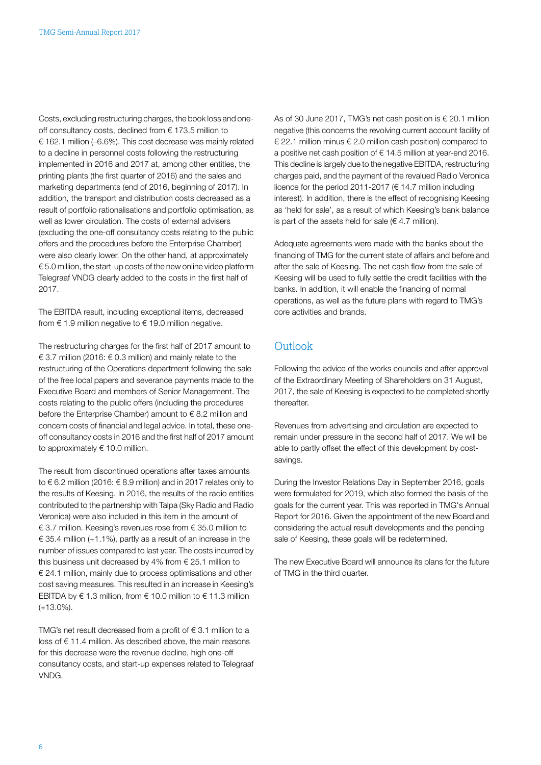Costs, excluding restructuring charges, the book loss and one-off consultancy costs, declined from € 173.5 million to € 162.1 million (–6.6%). This cost decrease was mainly related to a decline in personnel costs following the restructuring implemented in 2016 and 2017 at, among other entities, the printing plants (the first quarter of 2016) and the sales and marketing departments (end of 2016, beginning of 2017). In addition, the transport and distribution costs decreased as a result of portfolio rationalisations and portfolio optimisation, as well as lower circulation. The costs of external advisers (excluding the one-off consultancy costs relating to the public offers and the procedures before the Enterprise Chamber) were also clearly lower. On the other hand, at approximately € 5.0 million, the start-up costs of the new online video platform Telegraaf VNDG clearly added to the costs in the first half of 2017.

The EBITDA result, including exceptional items, decreased from € 1.9 million negative to € 19.0 million negative.

The restructuring charges for the first half of 2017 amount to € 3.7 million (2016: € 0.3 million) and mainly relate to the restructuring of the Operations department following the sale of the free local papers and severance payments made to the Executive Board and members of Senior Managerment. The costs relating to the public offers (including the procedures before the Enterprise Chamber) amount to € 8.2 million and concern costs of financial and legal advice. In total, these one-off consultancy costs in 2016 and the first half of 2017 amount to approximately € 10.0 million.

The result from discontinued operations after taxes amounts to € 6.2 million (2016: € 8.9 million) and in 2017 relates only to the results of Keesing. In 2016, the results of the radio entities contributed to the partnership with Talpa (Sky Radio and Radio Veronica) were also included in this item in the amount of € 3.7 million. Keesing's revenues rose from € 35.0 million to € 35.4 million (+1.1%), partly as a result of an increase in the number of issues compared to last year. The costs incurred by this business unit decreased by 4% from € 25.1 million to € 24.1 million, mainly due to process optimisations and other cost saving measures. This resulted in an increase in Keesing's EBITDA by € 1.3 million, from € 10.0 million to € 11.3 million (+13.0%).

TMG's net result decreased from a profit of € 3.1 million to a loss of € 11.4 million. As described above, the main reasons for this decrease were the revenue decline, high one-off consultancy costs, and start-up expenses related to Telegraaf VNDG.

As of 30 June 2017, TMG's net cash position is € 20.1 million negative (this concerns the revolving current account facility of € 22.1 million minus € 2.0 million cash position) compared to a positive net cash position of € 14.5 million at year-end 2016. This decline is largely due to the negative EBITDA, restructuring charges paid, and the payment of the revalued Radio Veronica licence for the period 2011-2017 (€ 14.7 million including interest). In addition, there is the effect of recognising Keesing as 'held for sale', as a result of which Keesing's bank balance is part of the assets held for sale (€ 4.7 million).

Adequate agreements were made with the banks about the financing of TMG for the current state of affairs and before and after the sale of Keesing. The net cash flow from the sale of Keesing will be used to fully settle the credit facilities with the banks. In addition, it will enable the financing of normal operations, as well as the future plans with regard to TMG's core activities and brands.

## Outlook

Following the advice of the works councils and after approval of the Extraordinary Meeting of Shareholders on 31 August, 2017, the sale of Keesing is expected to be completed shortly thereafter.

Revenues from advertising and circulation are expected to remain under pressure in the second half of 2017. We will be able to partly offset the effect of this development by cost-savings.

During the Investor Relations Day in September 2016, goals were formulated for 2019, which also formed the basis of the goals for the current year. This was reported in TMG's Annual Report for 2016. Given the appointment of the new Board and considering the actual result developments and the pending sale of Keesing, these goals will be redetermined.

The new Executive Board will announce its plans for the future of TMG in the third quarter.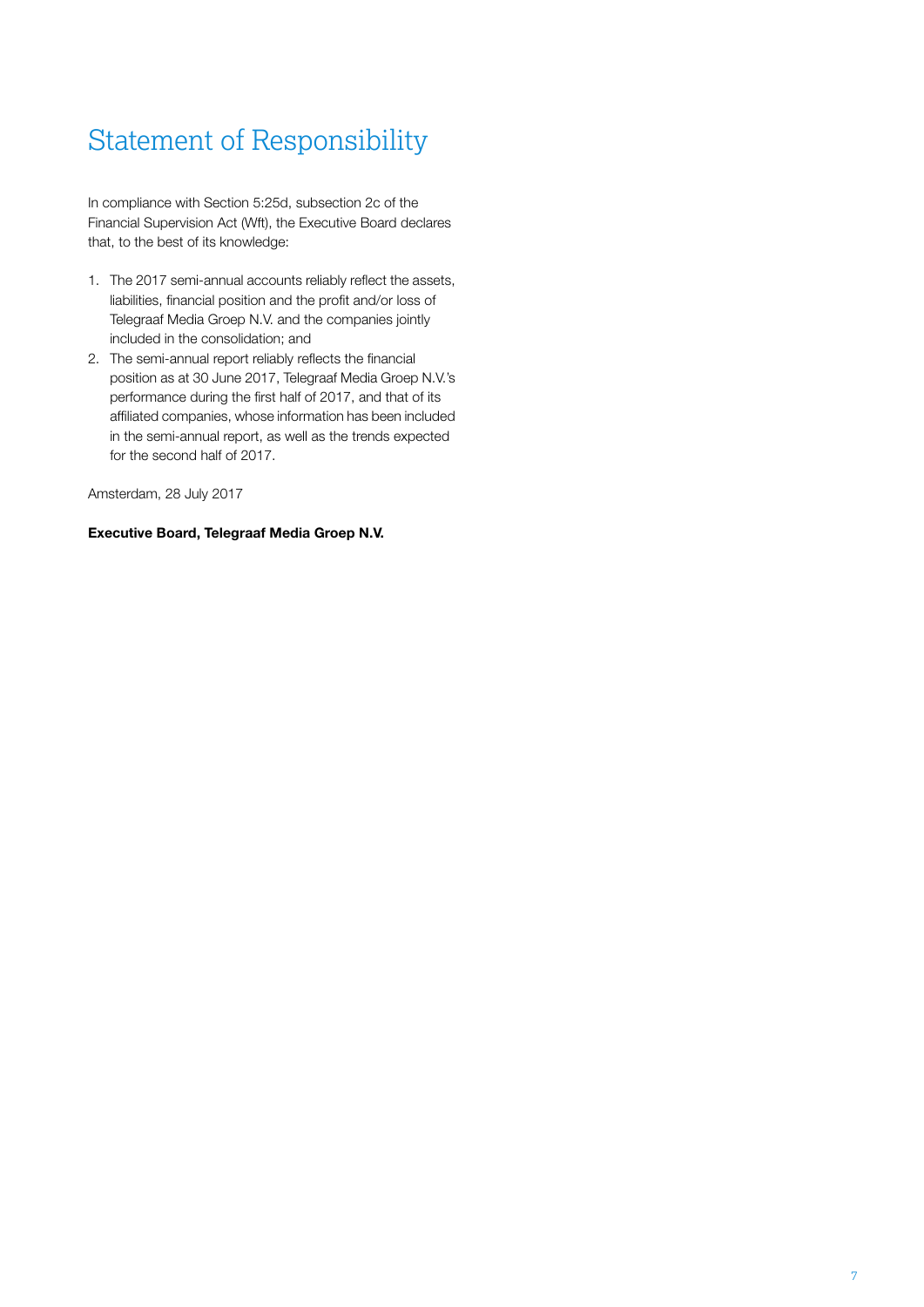# Statement of Responsibility

In compliance with Section 5:25d, subsection 2c of the Financial Supervision Act (Wft), the Executive Board declares that, to the best of its knowledge:

1. The 2017 semi-annual accounts reliably reflect the assets, liabilities, financial position and the profit and/or loss of Telegraaf Media Groep N.V. and the companies jointly included in the consolidation; and
2. The semi-annual report reliably reflects the financial position as at 30 June 2017, Telegraaf Media Groep N.V.'s performance during the first half of 2017, and that of its affiliated companies, whose information has been included in the semi-annual report, as well as the trends expected for the second half of 2017.

Amsterdam, 28 July 2017

**Executive Board, Telegraaf Media Groep N.V.**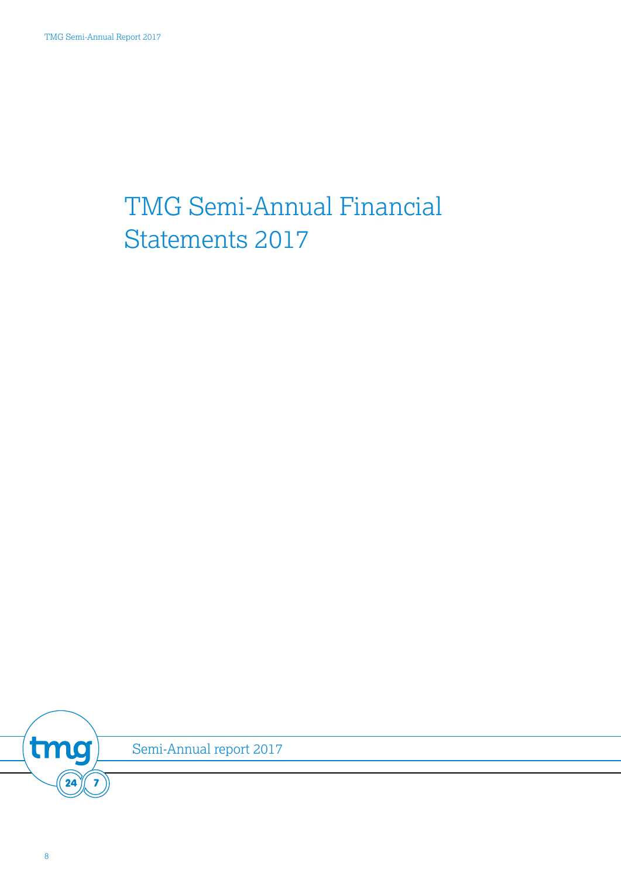# TMG Semi-Annual Financial Statements 2017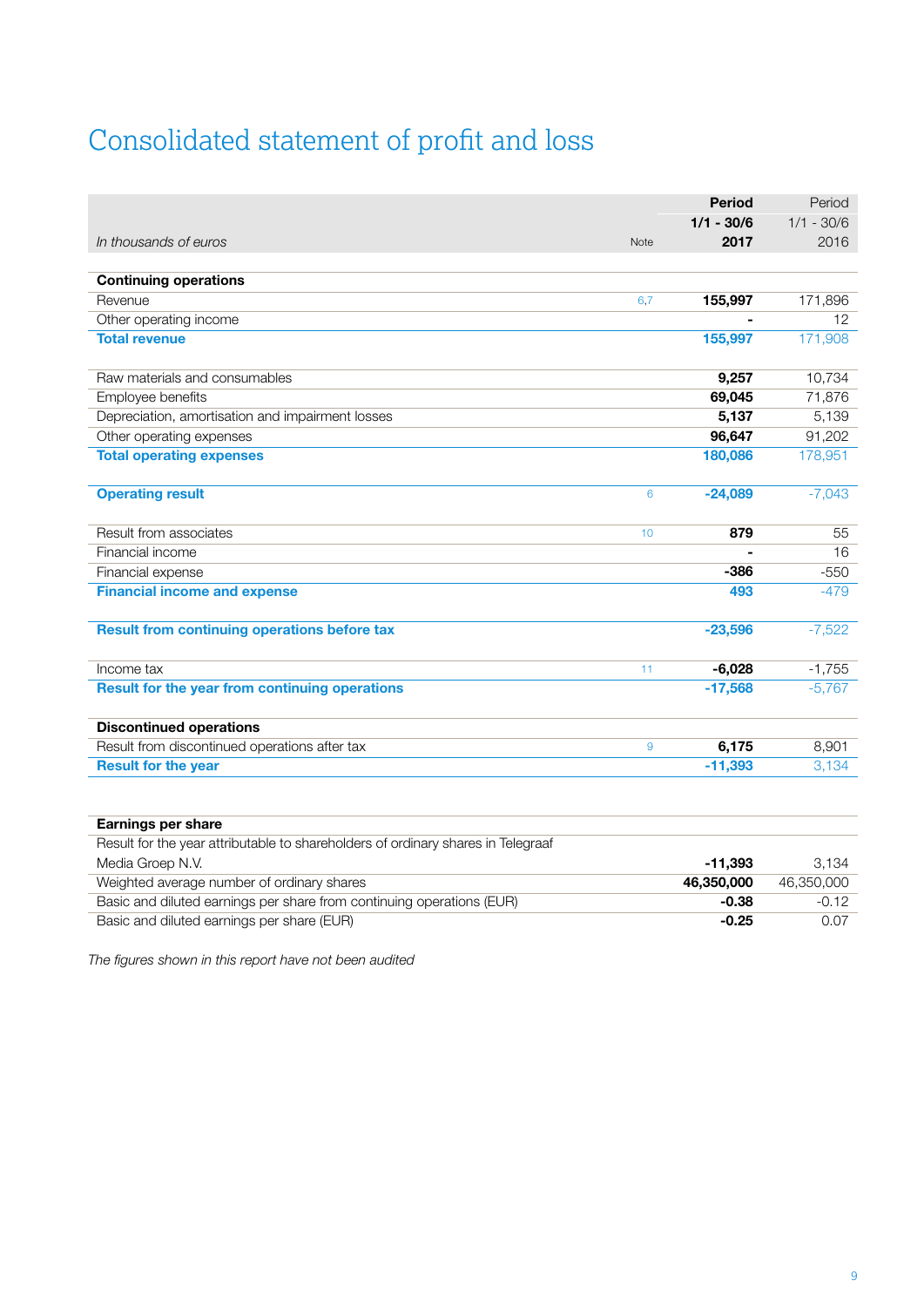# Consolidated statement of profit and loss

| In thousands of euros | Note | Period 1/1 - 30/6 2017 | Period 1/1 - 30/6 2016 |
|---|---|---|---|
| **Continuing operations** | | | |
| Revenue | 6,7 | **155,997** | 171,896 |
| Other operating income | | **-** | 12 |
| **Total revenue** | | **155,997** | 171,908 |
| | | | |
| Raw materials and consumables | | **9,257** | 10,734 |
| Employee benefits | | **69,045** | 71,876 |
| Depreciation, amortisation and impairment losses | | **5,137** | 5,139 |
| Other operating expenses | | **96,647** | 91,202 |
| **Total operating expenses** | | **180,086** | 178,951 |
| | | | |
| **Operating result** | 6 | **-24,089** | -7,043 |
| | | | |
| Result from associates | 10 | **879** | 55 |
| Financial income | | **-** | 16 |
| Financial expense | | **-386** | -550 |
| **Financial income and expense** | | **493** | -479 |
| | | | |
| **Result from continuing operations before tax** | | **-23,596** | -7,522 |
| | | | |
| Income tax | 11 | **-6,028** | -1,755 |
| **Result for the year from continuing operations** | | **-17,568** | -5,767 |
| | | | |
| **Discontinued operations** | | | |
| Result from discontinued operations after tax | 9 | **6,175** | 8,901 |
| **Result for the year** | | **-11,393** | 3,134 |

| **Earnings per share** | | |
|---|---|---|
| Result for the year attributable to shareholders of ordinary shares in Telegraaf Media Groep N.V. | **-11,393** | 3,134 |
| Weighted average number of ordinary shares | **46,350,000** | 46,350,000 |
| Basic and diluted earnings per share from continuing operations (EUR) | **-0.38** | -0.12 |
| Basic and diluted earnings per share (EUR) | **-0.25** | 0.07 |

*The figures shown in this report have not been audited*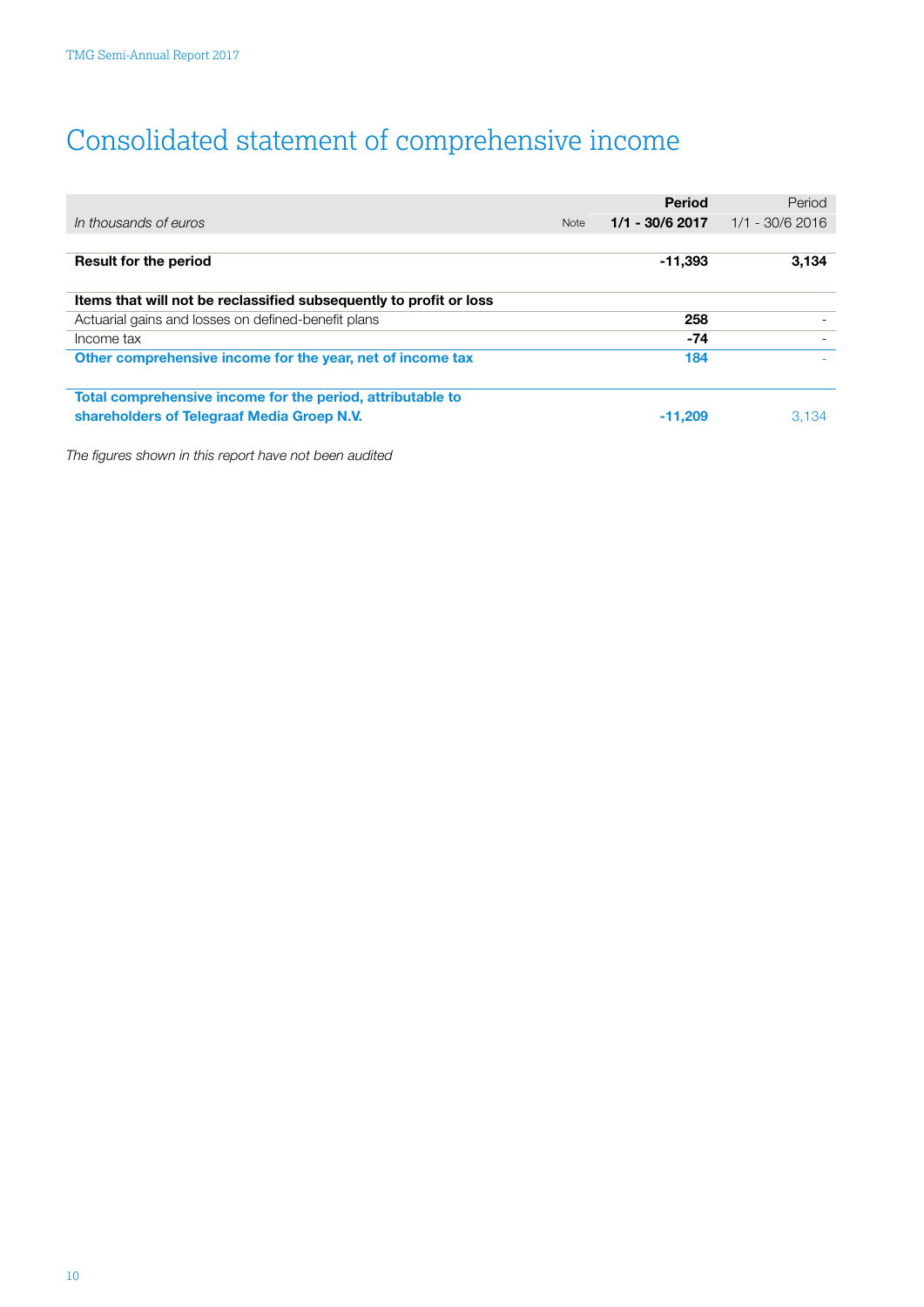# Consolidated statement of comprehensive income

| *In thousands of euros* | Note | **Period 1/1 - 30/6 2017** | Period 1/1 - 30/6 2016 |
|---|---|---|---|
| **Result for the period** | | **-11,393** | **3,134** |
| **Items that will not be reclassified subsequently to profit or loss** | | | |
| Actuarial gains and losses on defined-benefit plans | | **258** | - |
| Income tax | | **-74** | - |
| **Other comprehensive income for the year, net of income tax** | | **184** | - |
| **Total comprehensive income for the period, attributable to shareholders of Telegraaf Media Groep N.V.** | | **-11,209** | 3,134 |

*The figures shown in this report have not been audited*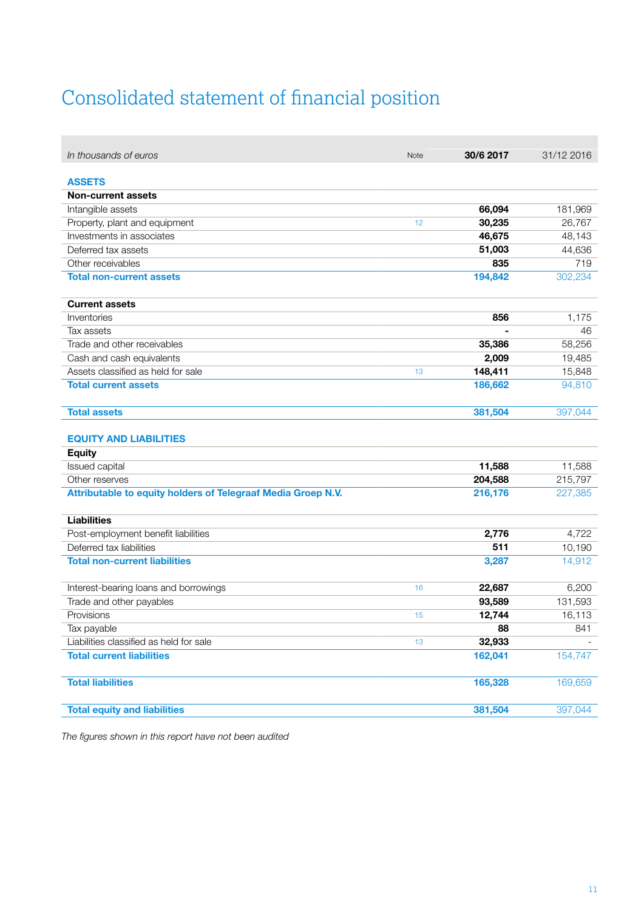# Consolidated statement of financial position

| *In thousands of euros* | Note | **30/6 2017** | 31/12 2016 |
|---|---|---|---|
| **ASSETS** | | | |
| **Non-current assets** | | | |
| Intangible assets | | **66,094** | 181,969 |
| Property, plant and equipment | 12 | **30,235** | 26,767 |
| Investments in associates | | **46,675** | 48,143 |
| Deferred tax assets | | **51,003** | 44,636 |
| Other receivables | | **835** | 719 |
| **Total non-current assets** | | **194,842** | 302,234 |
| | | | |
| **Current assets** | | | |
| Inventories | | **856** | 1,175 |
| Tax assets | | **-** | 46 |
| Trade and other receivables | | **35,386** | 58,256 |
| Cash and cash equivalents | | **2,009** | 19,485 |
| Assets classified as held for sale | 13 | **148,411** | 15,848 |
| **Total current assets** | | **186,662** | 94,810 |
| | | | |
| **Total assets** | | **381,504** | 397,044 |
| | | | |
| **EQUITY AND LIABILITIES** | | | |
| **Equity** | | | |
| Issued capital | | **11,588** | 11,588 |
| Other reserves | | **204,588** | 215,797 |
| **Attributable to equity holders of Telegraaf Media Groep N.V.** | | **216,176** | 227,385 |
| | | | |
| **Liabilities** | | | |
| Post-employment benefit liabilities | | **2,776** | 4,722 |
| Deferred tax liabilities | | **511** | 10,190 |
| **Total non-current liabilities** | | **3,287** | 14,912 |
| | | | |
| Interest-bearing loans and borrowings | 16 | **22,687** | 6,200 |
| Trade and other payables | | **93,589** | 131,593 |
| Provisions | 15 | **12,744** | 16,113 |
| Tax payable | | **88** | 841 |
| Liabilities classified as held for sale | 13 | **32,933** | - |
| **Total current liabilities** | | **162,041** | 154,747 |
| | | | |
| **Total liabilities** | | **165,328** | 169,659 |
| | | | |
| **Total equity and liabilities** | | **381,504** | 397,044 |

*The figures shown in this report have not been audited*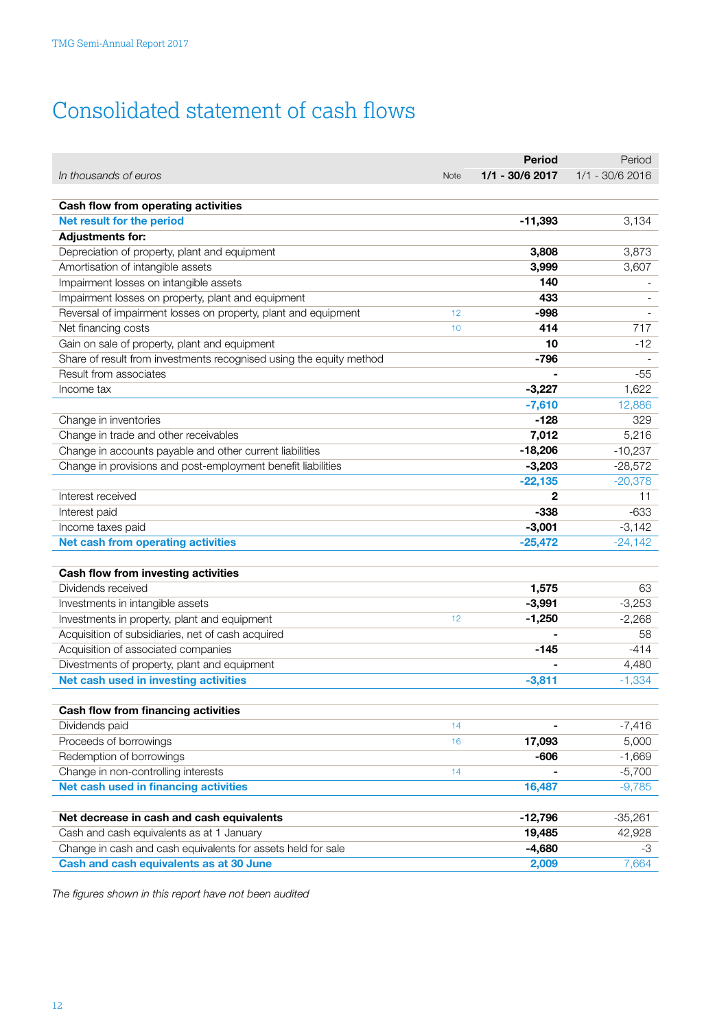# Consolidated statement of cash flows

| *In thousands of euros* | Note | **Period 1/1 - 30/6 2017** | Period 1/1 - 30/6 2016 |
|---|---|---|---|
| **Cash flow from operating activities** | | | |
| **Net result for the period** | | **-11,393** | 3,134 |
| **Adjustments for:** | | | |
| Depreciation of property, plant and equipment | | **3,808** | 3,873 |
| Amortisation of intangible assets | | **3,999** | 3,607 |
| Impairment losses on intangible assets | | **140** | - |
| Impairment losses on property, plant and equipment | | **433** | - |
| Reversal of impairment losses on property, plant and equipment | 12 | **-998** | - |
| Net financing costs | 10 | **414** | 717 |
| Gain on sale of property, plant and equipment | | **10** | -12 |
| Share of result from investments recognised using the equity method | | **-796** | - |
| Result from associates | | **-** | -55 |
| Income tax | | **-3,227** | 1,622 |
| | | **-7,610** | 12,886 |
| Change in inventories | | **-128** | 329 |
| Change in trade and other receivables | | **7,012** | 5,216 |
| Change in accounts payable and other current liabilities | | **-18,206** | -10,237 |
| Change in provisions and post-employment benefit liabilities | | **-3,203** | -28,572 |
| | | **-22,135** | -20,378 |
| Interest received | | **2** | 11 |
| Interest paid | | **-338** | -633 |
| Income taxes paid | | **-3,001** | -3,142 |
| **Net cash from operating activities** | | **-25,472** | -24,142 |
| | | | |
| **Cash flow from investing activities** | | | |
| Dividends received | | **1,575** | 63 |
| Investments in intangible assets | | **-3,991** | -3,253 |
| Investments in property, plant and equipment | 12 | **-1,250** | -2,268 |
| Acquisition of subsidiaries, net of cash acquired | | **-** | 58 |
| Acquisition of associated companies | | **-145** | -414 |
| Divestments of property, plant and equipment | | **-** | 4,480 |
| **Net cash used in investing activities** | | **-3,811** | -1,334 |
| | | | |
| **Cash flow from financing activities** | | | |
| Dividends paid | 14 | **-** | -7,416 |
| Proceeds of borrowings | 16 | **17,093** | 5,000 |
| Redemption of borrowings | | **-606** | -1,669 |
| Change in non-controlling interests | 14 | **-** | -5,700 |
| **Net cash used in financing activities** | | **16,487** | -9,785 |
| | | | |
| **Net decrease in cash and cash equivalents** | | **-12,796** | -35,261 |
| Cash and cash equivalents as at 1 January | | **19,485** | 42,928 |
| Change in cash and cash equivalents for assets held for sale | | **-4,680** | -3 |
| **Cash and cash equivalents as at 30 June** | | **2,009** | 7,664 |

*The figures shown in this report have not been audited*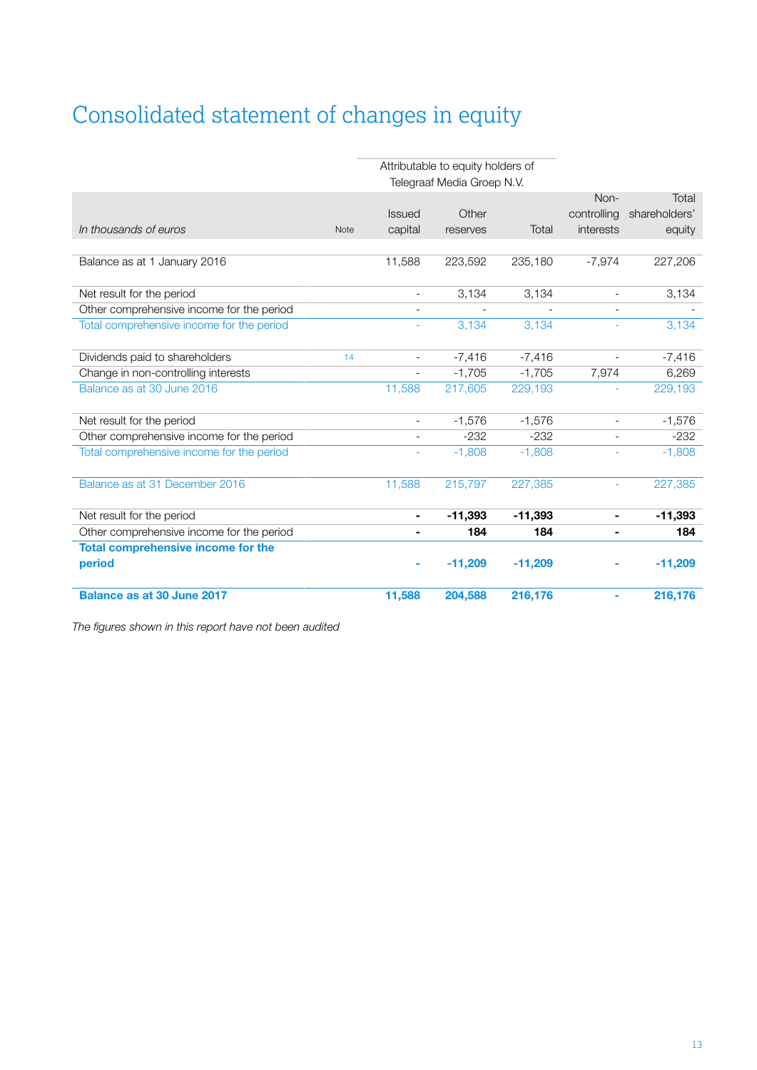# Consolidated statement of changes in equity

| | | Attributable to equity holders of Telegraaf Media Groep N.V. | | | | |
|---|---|---|---|---|---|---|
| *In thousands of euros* | Note | Issued capital | Other reserves | Total | Non-controlling interests | Total shareholders' equity |
| Balance as at 1 January 2016 | | 11,588 | 223,592 | 235,180 | -7,974 | 227,206 |
| Net result for the period | | - | 3,134 | 3,134 | - | 3,134 |
| Other comprehensive income for the period | | - | - | - | - | - |
| Total comprehensive income for the period | | - | 3,134 | 3,134 | - | 3,134 |
| Dividends paid to shareholders | 14 | - | -7,416 | -7,416 | - | -7,416 |
| Change in non-controlling interests | | - | -1,705 | -1,705 | 7,974 | 6,269 |
| Balance as at 30 June 2016 | | 11,588 | 217,605 | 229,193 | - | 229,193 |
| Net result for the period | | - | -1,576 | -1,576 | - | -1,576 |
| Other comprehensive income for the period | | - | -232 | -232 | - | -232 |
| Total comprehensive income for the period | | - | -1,808 | -1,808 | - | -1,808 |
| Balance as at 31 December 2016 | | 11,588 | 215,797 | 227,385 | - | 227,385 |
| Net result for the period | | **-** | **-11,393** | **-11,393** | **-** | **-11,393** |
| Other comprehensive income for the period | | **-** | **184** | **184** | **-** | **184** |
| **Total comprehensive income for the period** | | **-** | **-11,209** | **-11,209** | **-** | **-11,209** |
| **Balance as at 30 June 2017** | | **11,588** | **204,588** | **216,176** | **-** | **216,176** |

*The figures shown in this report have not been audited*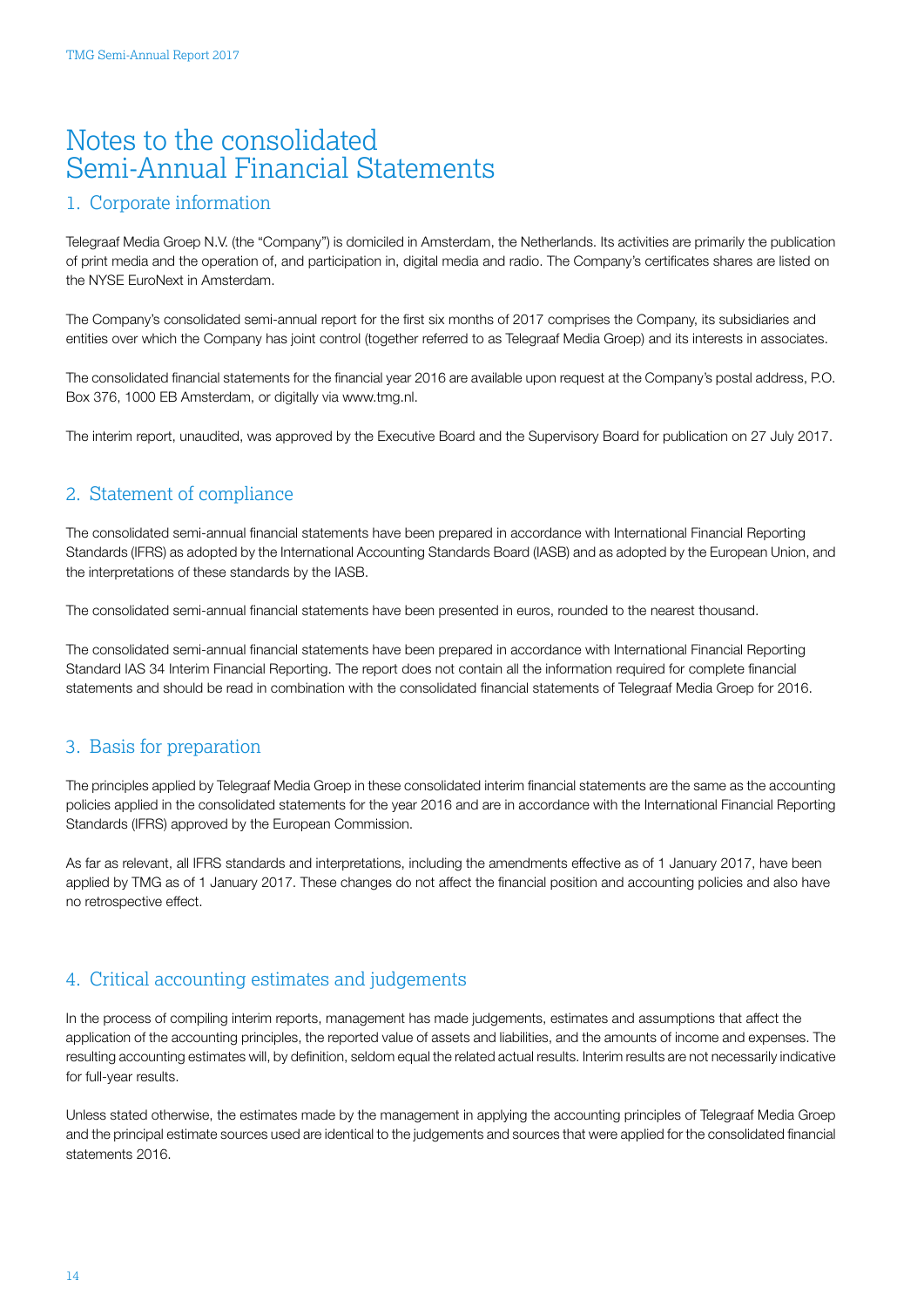# Notes to the consolidated Semi-Annual Financial Statements

## 1. Corporate information

Telegraaf Media Groep N.V. (the "Company") is domiciled in Amsterdam, the Netherlands. Its activities are primarily the publication of print media and the operation of, and participation in, digital media and radio. The Company's certificates shares are listed on the NYSE EuroNext in Amsterdam.

The Company's consolidated semi-annual report for the first six months of 2017 comprises the Company, its subsidiaries and entities over which the Company has joint control (together referred to as Telegraaf Media Groep) and its interests in associates.

The consolidated financial statements for the financial year 2016 are available upon request at the Company's postal address, P.O. Box 376, 1000 EB Amsterdam, or digitally via www.tmg.nl.

The interim report, unaudited, was approved by the Executive Board and the Supervisory Board for publication on 27 July 2017.

## 2. Statement of compliance

The consolidated semi-annual financial statements have been prepared in accordance with International Financial Reporting Standards (IFRS) as adopted by the International Accounting Standards Board (IASB) and as adopted by the European Union, and the interpretations of these standards by the IASB.

The consolidated semi-annual financial statements have been presented in euros, rounded to the nearest thousand.

The consolidated semi-annual financial statements have been prepared in accordance with International Financial Reporting Standard IAS 34 Interim Financial Reporting. The report does not contain all the information required for complete financial statements and should be read in combination with the consolidated financial statements of Telegraaf Media Groep for 2016.

## 3. Basis for preparation

The principles applied by Telegraaf Media Groep in these consolidated interim financial statements are the same as the accounting policies applied in the consolidated statements for the year 2016 and are in accordance with the International Financial Reporting Standards (IFRS) approved by the European Commission.

As far as relevant, all IFRS standards and interpretations, including the amendments effective as of 1 January 2017, have been applied by TMG as of 1 January 2017. These changes do not affect the financial position and accounting policies and also have no retrospective effect.

## 4. Critical accounting estimates and judgements

In the process of compiling interim reports, management has made judgements, estimates and assumptions that affect the application of the accounting principles, the reported value of assets and liabilities, and the amounts of income and expenses. The resulting accounting estimates will, by definition, seldom equal the related actual results. Interim results are not necessarily indicative for full-year results.

Unless stated otherwise, the estimates made by the management in applying the accounting principles of Telegraaf Media Groep and the principal estimate sources used are identical to the judgements and sources that were applied for the consolidated financial statements 2016.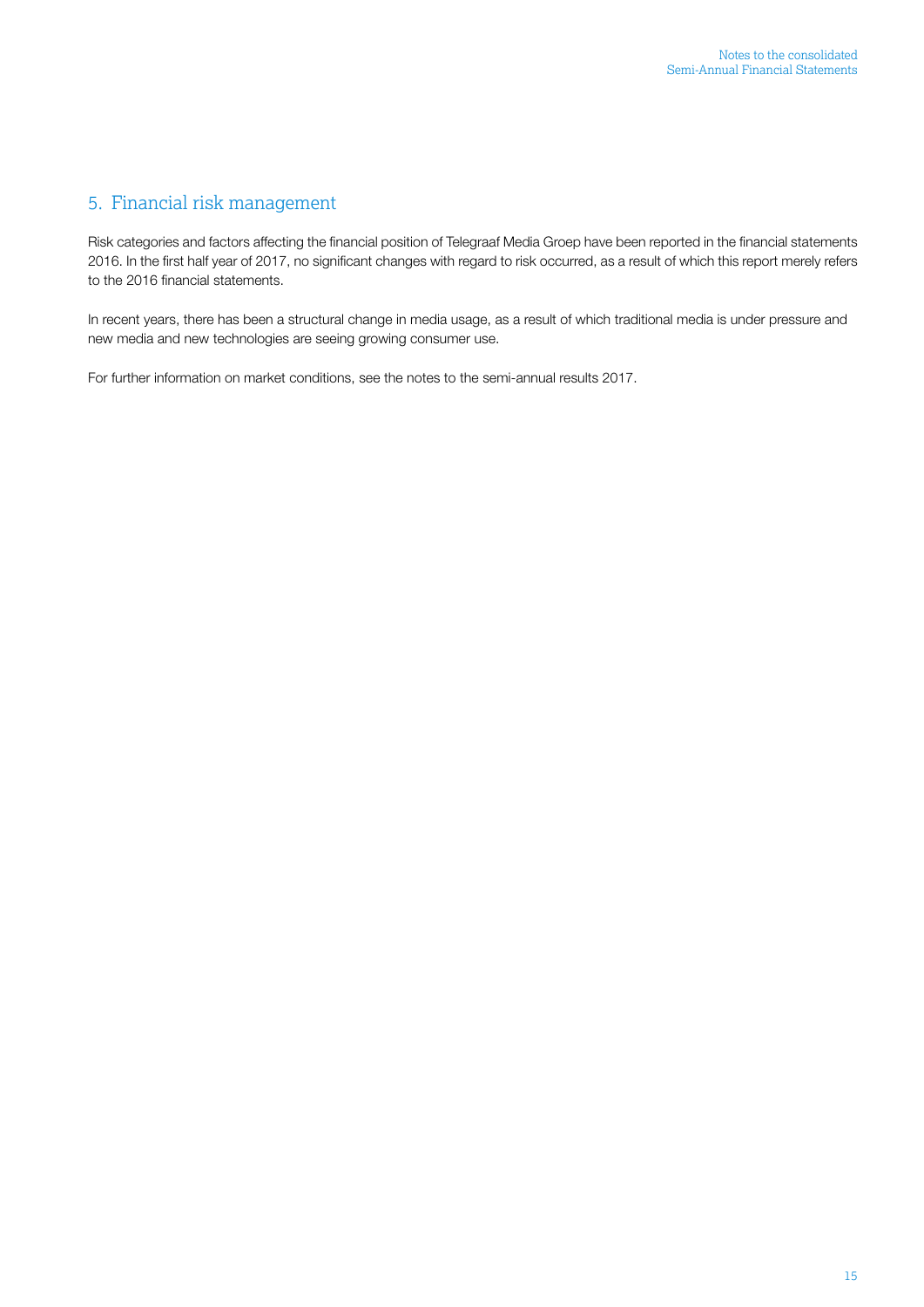## 5. Financial risk management

Risk categories and factors affecting the financial position of Telegraaf Media Groep have been reported in the financial statements 2016. In the first half year of 2017, no significant changes with regard to risk occurred, as a result of which this report merely refers to the 2016 financial statements.

In recent years, there has been a structural change in media usage, as a result of which traditional media is under pressure and new media and new technologies are seeing growing consumer use.

For further information on market conditions, see the notes to the semi-annual results 2017.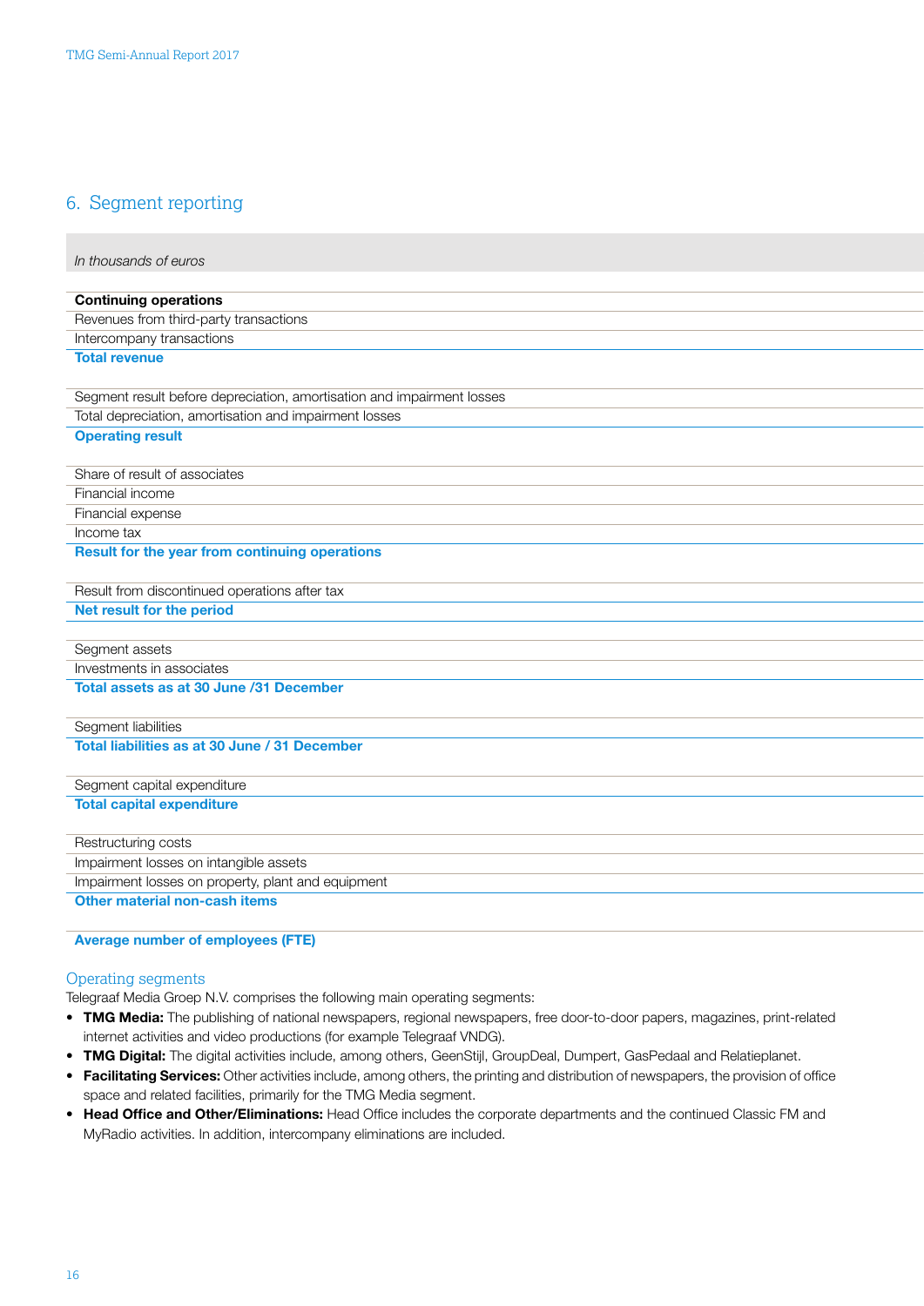## 6. Segment reporting

| *In thousands of euros* |
|---|
| **Continuing operations** |
| Revenues from third-party transactions |
| Intercompany transactions |
| **Total revenue** |
| |
| Segment result before depreciation, amortisation and impairment losses |
| Total depreciation, amortisation and impairment losses |
| **Operating result** |
| |
| Share of result of associates |
| Financial income |
| Financial expense |
| Income tax |
| **Result for the year from continuing operations** |
| |
| Result from discontinued operations after tax |
| **Net result for the period** |
| |
| Segment assets |
| Investments in associates |
| **Total assets as at 30 June /31 December** |
| |
| Segment liabilities |
| **Total liabilities as at 30 June / 31 December** |
| |
| Segment capital expenditure |
| **Total capital expenditure** |
| |
| Restructuring costs |
| Impairment losses on intangible assets |
| Impairment losses on property, plant and equipment |
| **Other material non-cash items** |
| |
| **Average number of employees (FTE)** |

### Operating segments

Telegraaf Media Groep N.V. comprises the following main operating segments:

- **TMG Media:** The publishing of national newspapers, regional newspapers, free door-to-door papers, magazines, print-related internet activities and video productions (for example Telegraaf VNDG).
- **TMG Digital:** The digital activities include, among others, GeenStijl, GroupDeal, Dumpert, GasPedaal and Relatieplanet.
- **Facilitating Services:** Other activities include, among others, the printing and distribution of newspapers, the provision of office space and related facilities, primarily for the TMG Media segment.
- **Head Office and Other/Eliminations:** Head Office includes the corporate departments and the continued Classic FM and MyRadio activities. In addition, intercompany eliminations are included.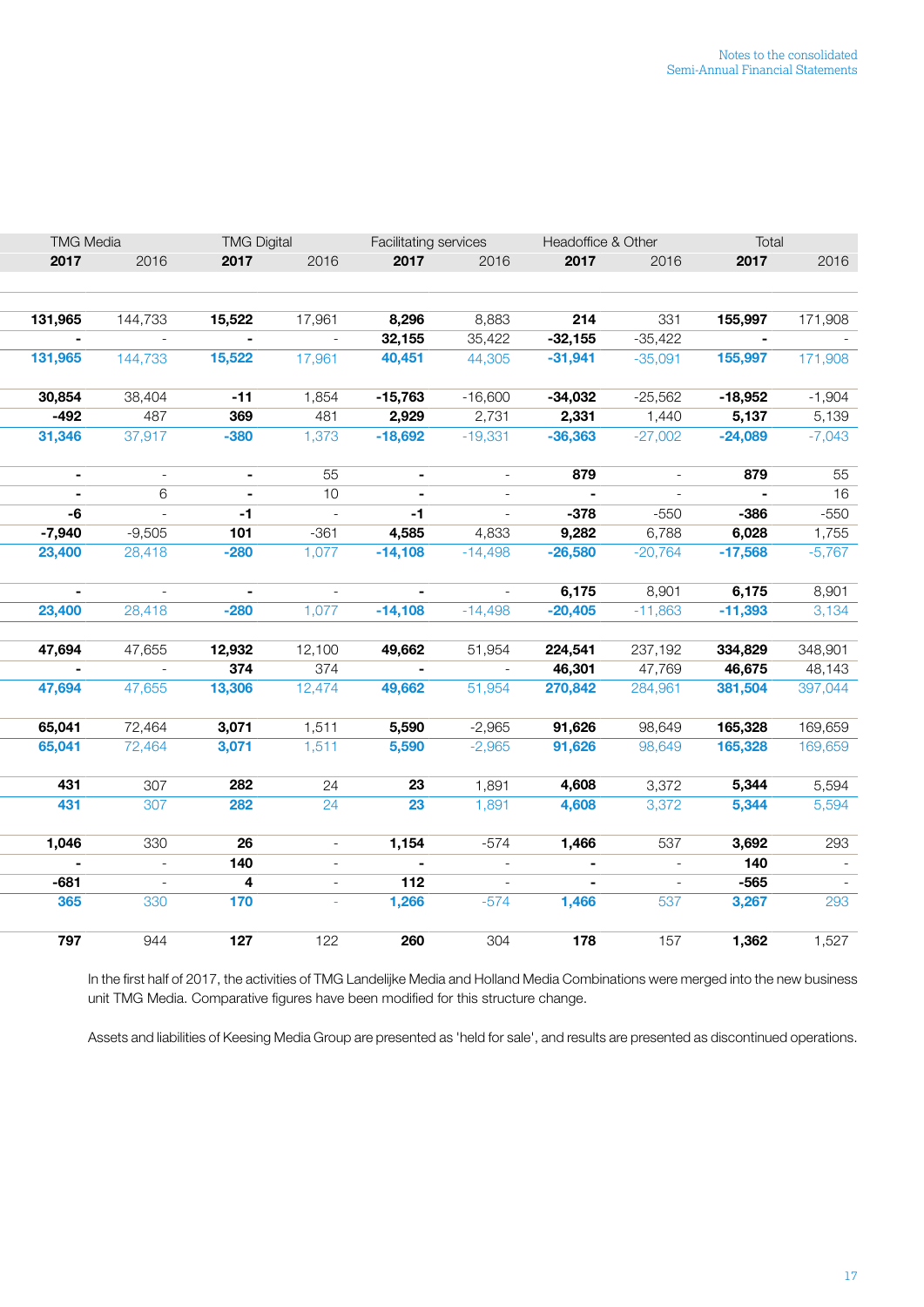| TMG Media | | TMG Digital | | Facilitating services | | Headoffice & Other | | Total | |
|---|---|---|---|---|---|---|---|---|---|
| **2017** | 2016 | **2017** | 2016 | **2017** | 2016 | **2017** | 2016 | **2017** | 2016 |
| | | | | | | | | | |
| **131,965** | 144,733 | **15,522** | 17,961 | **8,296** | 8,883 | **214** | 331 | **155,997** | 171,908 |
| **-** | - | **-** | - | **32,155** | 35,422 | **-32,155** | -35,422 | **-** | - |
| **131,965** | 144,733 | **15,522** | 17,961 | **40,451** | 44,305 | **-31,941** | -35,091 | **155,997** | 171,908 |
| | | | | | | | | | |
| **30,854** | 38,404 | **-11** | 1,854 | **-15,763** | -16,600 | **-34,032** | -25,562 | **-18,952** | -1,904 |
| **-492** | 487 | **369** | 481 | **2,929** | 2,731 | **2,331** | 1,440 | **5,137** | 5,139 |
| **31,346** | 37,917 | **-380** | 1,373 | **-18,692** | -19,331 | **-36,363** | -27,002 | **-24,089** | -7,043 |
| | | | | | | | | | |
| **-** | - | **-** | 55 | **-** | - | **879** | - | **879** | 55 |
| **-** | 6 | **-** | 10 | **-** | - | **-** | - | **-** | 16 |
| **-6** | - | **-1** | - | **-1** | - | **-378** | -550 | **-386** | -550 |
| **-7,940** | -9,505 | **101** | -361 | **4,585** | 4,833 | **9,282** | 6,788 | **6,028** | 1,755 |
| **23,400** | 28,418 | **-280** | 1,077 | **-14,108** | -14,498 | **-26,580** | -20,764 | **-17,568** | -5,767 |
| | | | | | | | | | |
| **-** | - | **-** | - | **-** | - | **6,175** | 8,901 | **6,175** | 8,901 |
| **23,400** | 28,418 | **-280** | 1,077 | **-14,108** | -14,498 | **-20,405** | -11,863 | **-11,393** | 3,134 |
| | | | | | | | | | |
| **47,694** | 47,655 | **12,932** | 12,100 | **49,662** | 51,954 | **224,541** | 237,192 | **334,829** | 348,901 |
| **-** | - | **374** | 374 | **-** | - | **46,301** | 47,769 | **46,675** | 48,143 |
| **47,694** | 47,655 | **13,306** | 12,474 | **49,662** | 51,954 | **270,842** | 284,961 | **381,504** | 397,044 |
| | | | | | | | | | |
| **65,041** | 72,464 | **3,071** | 1,511 | **5,590** | -2,965 | **91,626** | 98,649 | **165,328** | 169,659 |
| **65,041** | 72,464 | **3,071** | 1,511 | **5,590** | -2,965 | **91,626** | 98,649 | **165,328** | 169,659 |
| | | | | | | | | | |
| **431** | 307 | **282** | 24 | **23** | 1,891 | **4,608** | 3,372 | **5,344** | 5,594 |
| **431** | 307 | **282** | 24 | **23** | 1,891 | **4,608** | 3,372 | **5,344** | 5,594 |
| | | | | | | | | | |
| **1,046** | 330 | **26** | - | **1,154** | -574 | **1,466** | 537 | **3,692** | 293 |
| **-** | - | **140** | - | **-** | - | **-** | - | **140** | - |
| **-681** | - | **4** | - | **112** | - | **-** | - | **-565** | - |
| **365** | 330 | **170** | - | **1,266** | -574 | **1,466** | 537 | **3,267** | 293 |
| | | | | | | | | | |
| **797** | 944 | **127** | 122 | **260** | 304 | **178** | 157 | **1,362** | 1,527 |

In the first half of 2017, the activities of TMG Landelijke Media and Holland Media Combinations were merged into the new business unit TMG Media. Comparative figures have been modified for this structure change.

Assets and liabilities of Keesing Media Group are presented as 'held for sale', and results are presented as discontinued operations.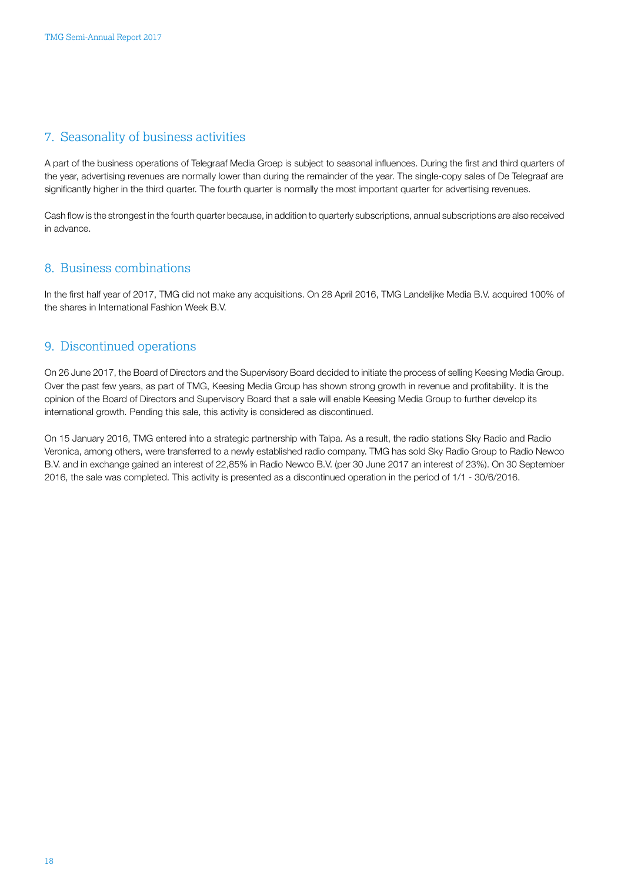## 7. Seasonality of business activities

A part of the business operations of Telegraaf Media Groep is subject to seasonal influences. During the first and third quarters of the year, advertising revenues are normally lower than during the remainder of the year. The single-copy sales of De Telegraaf are significantly higher in the third quarter. The fourth quarter is normally the most important quarter for advertising revenues.

Cash flow is the strongest in the fourth quarter because, in addition to quarterly subscriptions, annual subscriptions are also received in advance.

## 8. Business combinations

In the first half year of 2017, TMG did not make any acquisitions. On 28 April 2016, TMG Landelijke Media B.V. acquired 100% of the shares in International Fashion Week B.V.

## 9. Discontinued operations

On 26 June 2017, the Board of Directors and the Supervisory Board decided to initiate the process of selling Keesing Media Group. Over the past few years, as part of TMG, Keesing Media Group has shown strong growth in revenue and profitability. It is the opinion of the Board of Directors and Supervisory Board that a sale will enable Keesing Media Group to further develop its international growth. Pending this sale, this activity is considered as discontinued.

On 15 January 2016, TMG entered into a strategic partnership with Talpa. As a result, the radio stations Sky Radio and Radio Veronica, among others, were transferred to a newly established radio company. TMG has sold Sky Radio Group to Radio Newco B.V. and in exchange gained an interest of 22,85% in Radio Newco B.V. (per 30 June 2017 an interest of 23%). On 30 September 2016, the sale was completed. This activity is presented as a discontinued operation in the period of 1/1 - 30/6/2016.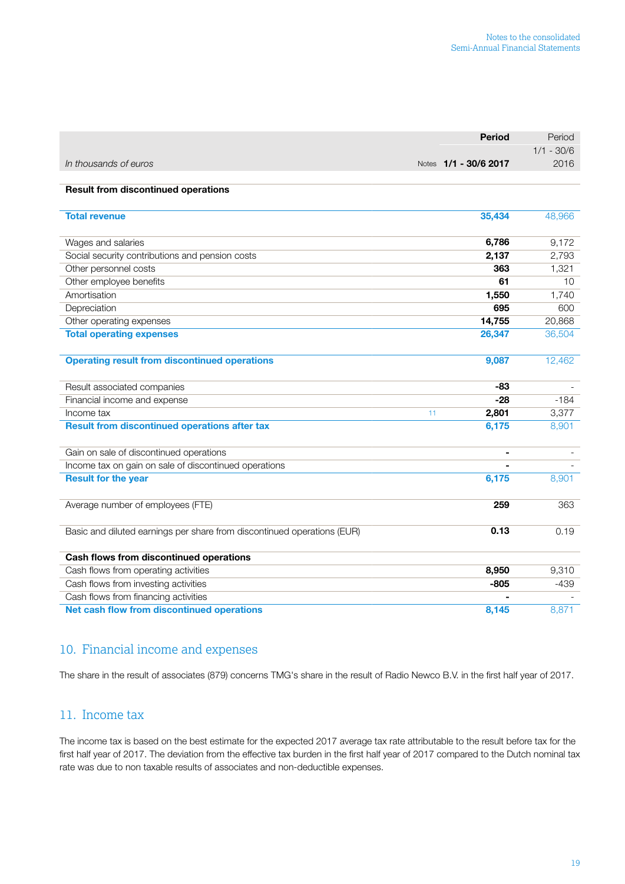| *In thousands of euros* | Notes | **Period 1/1 - 30/6 2017** | Period 1/1 - 30/6 2016 |
|---|---|---|---|
| **Result from discontinued operations** | | | |
| **Total revenue** | | **35,434** | 48,966 |
| Wages and salaries | | **6,786** | 9,172 |
| Social security contributions and pension costs | | **2,137** | 2,793 |
| Other personnel costs | | **363** | 1,321 |
| Other employee benefits | | **61** | 10 |
| Amortisation | | **1,550** | 1,740 |
| Depreciation | | **695** | 600 |
| Other operating expenses | | **14,755** | 20,868 |
| **Total operating expenses** | | **26,347** | 36,504 |
| **Operating result from discontinued operations** | | **9,087** | 12,462 |
| Result associated companies | | **-83** | - |
| Financial income and expense | | **-28** | -184 |
| Income tax | 11 | **2,801** | 3,377 |
| **Result from discontinued operations after tax** | | **6,175** | 8,901 |
| Gain on sale of discontinued operations | | **-** | - |
| Income tax on gain on sale of discontinued operations | | **-** | - |
| **Result for the year** | | **6,175** | 8,901 |
| Average number of employees (FTE) | | **259** | 363 |
| Basic and diluted earnings per share from discontinued operations (EUR) | | **0.13** | 0.19 |
| **Cash flows from discontinued operations** | | | |
| Cash flows from operating activities | | **8,950** | 9,310 |
| Cash flows from investing activities | | **-805** | -439 |
| Cash flows from financing activities | | **-** | - |
| **Net cash flow from discontinued operations** | | **8,145** | 8,871 |

## 10. Financial income and expenses

The share in the result of associates (879) concerns TMG's share in the result of Radio Newco B.V. in the first half year of 2017.

## 11. Income tax

The income tax is based on the best estimate for the expected 2017 average tax rate attributable to the result before tax for the first half year of 2017. The deviation from the effective tax burden in the first half year of 2017 compared to the Dutch nominal tax rate was due to non taxable results of associates and non-deductible expenses.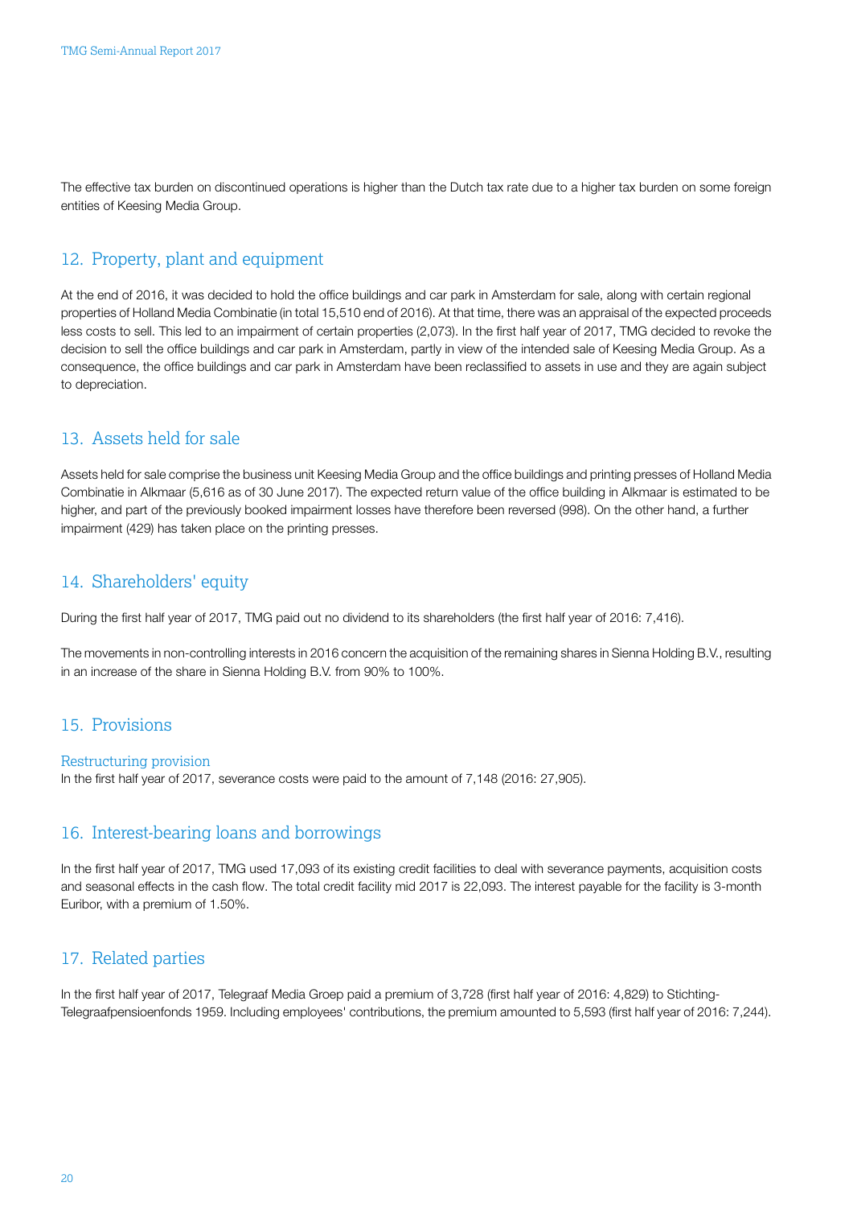The effective tax burden on discontinued operations is higher than the Dutch tax rate due to a higher tax burden on some foreign entities of Keesing Media Group.

## 12. Property, plant and equipment

At the end of 2016, it was decided to hold the office buildings and car park in Amsterdam for sale, along with certain regional properties of Holland Media Combinatie (in total 15,510 end of 2016). At that time, there was an appraisal of the expected proceeds less costs to sell. This led to an impairment of certain properties (2,073). In the first half year of 2017, TMG decided to revoke the decision to sell the office buildings and car park in Amsterdam, partly in view of the intended sale of Keesing Media Group. As a consequence, the office buildings and car park in Amsterdam have been reclassified to assets in use and they are again subject to depreciation.

## 13. Assets held for sale

Assets held for sale comprise the business unit Keesing Media Group and the office buildings and printing presses of Holland Media Combinatie in Alkmaar (5,616 as of 30 June 2017). The expected return value of the office building in Alkmaar is estimated to be higher, and part of the previously booked impairment losses have therefore been reversed (998). On the other hand, a further impairment (429) has taken place on the printing presses.

## 14. Shareholders' equity

During the first half year of 2017, TMG paid out no dividend to its shareholders (the first half year of 2016: 7,416).

The movements in non-controlling interests in 2016 concern the acquisition of the remaining shares in Sienna Holding B.V., resulting in an increase of the share in Sienna Holding B.V. from 90% to 100%.

## 15. Provisions

### Restructuring provision

In the first half year of 2017, severance costs were paid to the amount of 7,148 (2016: 27,905).

## 16. Interest-bearing loans and borrowings

In the first half year of 2017, TMG used 17,093 of its existing credit facilities to deal with severance payments, acquisition costs and seasonal effects in the cash flow. The total credit facility mid 2017 is 22,093. The interest payable for the facility is 3-month Euribor, with a premium of 1.50%.

## 17. Related parties

In the first half year of 2017, Telegraaf Media Groep paid a premium of 3,728 (first half year of 2016: 4,829) to Stichting-Telegraafpensioenfonds 1959. Including employees' contributions, the premium amounted to 5,593 (first half year of 2016: 7,244).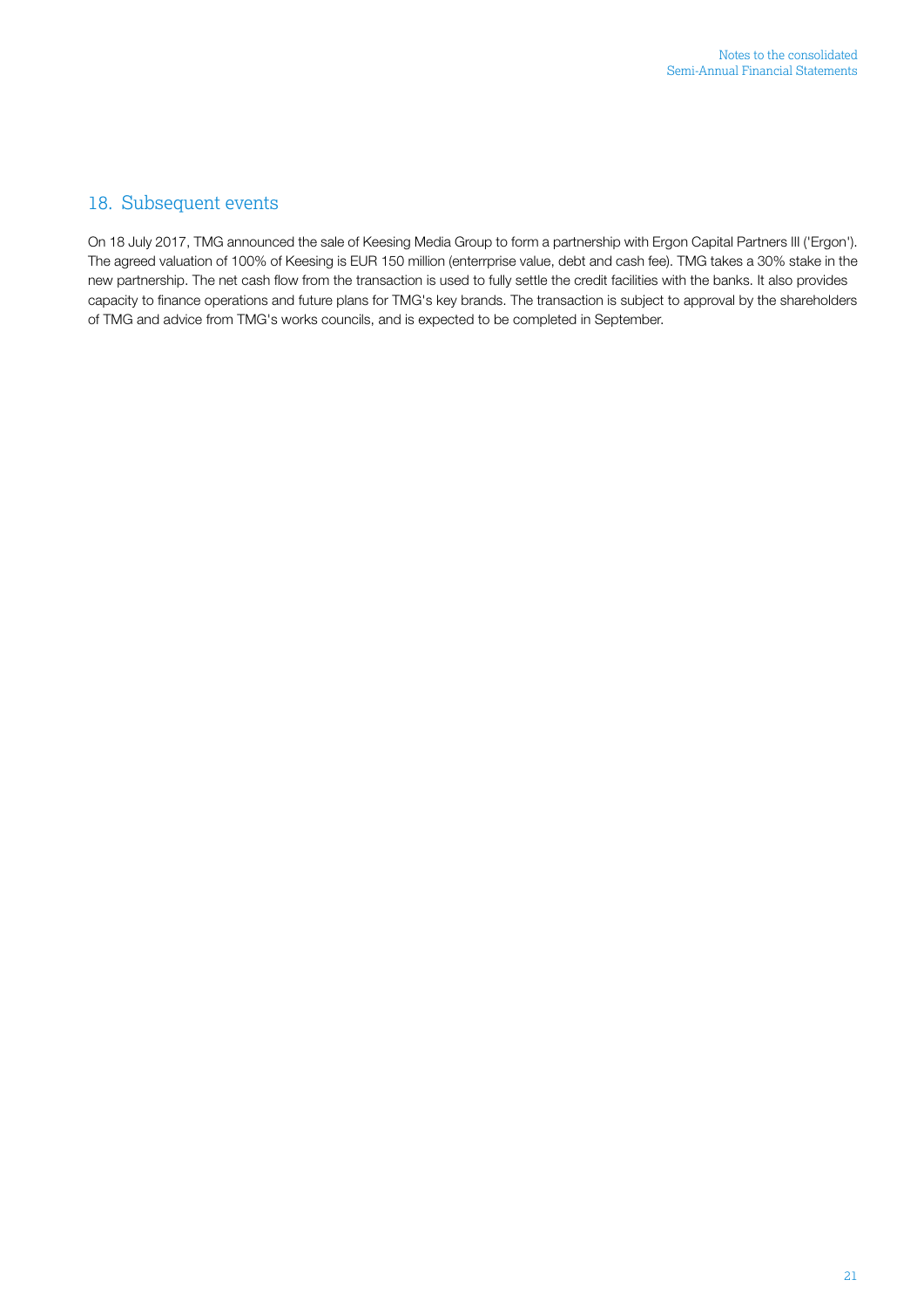## 18. Subsequent events

On 18 July 2017, TMG announced the sale of Keesing Media Group to form a partnership with Ergon Capital Partners III ('Ergon'). The agreed valuation of 100% of Keesing is EUR 150 million (enterrprise value, debt and cash fee). TMG takes a 30% stake in the new partnership. The net cash flow from the transaction is used to fully settle the credit facilities with the banks. It also provides capacity to finance operations and future plans for TMG's key brands. The transaction is subject to approval by the shareholders of TMG and advice from TMG's works councils, and is expected to be completed in September.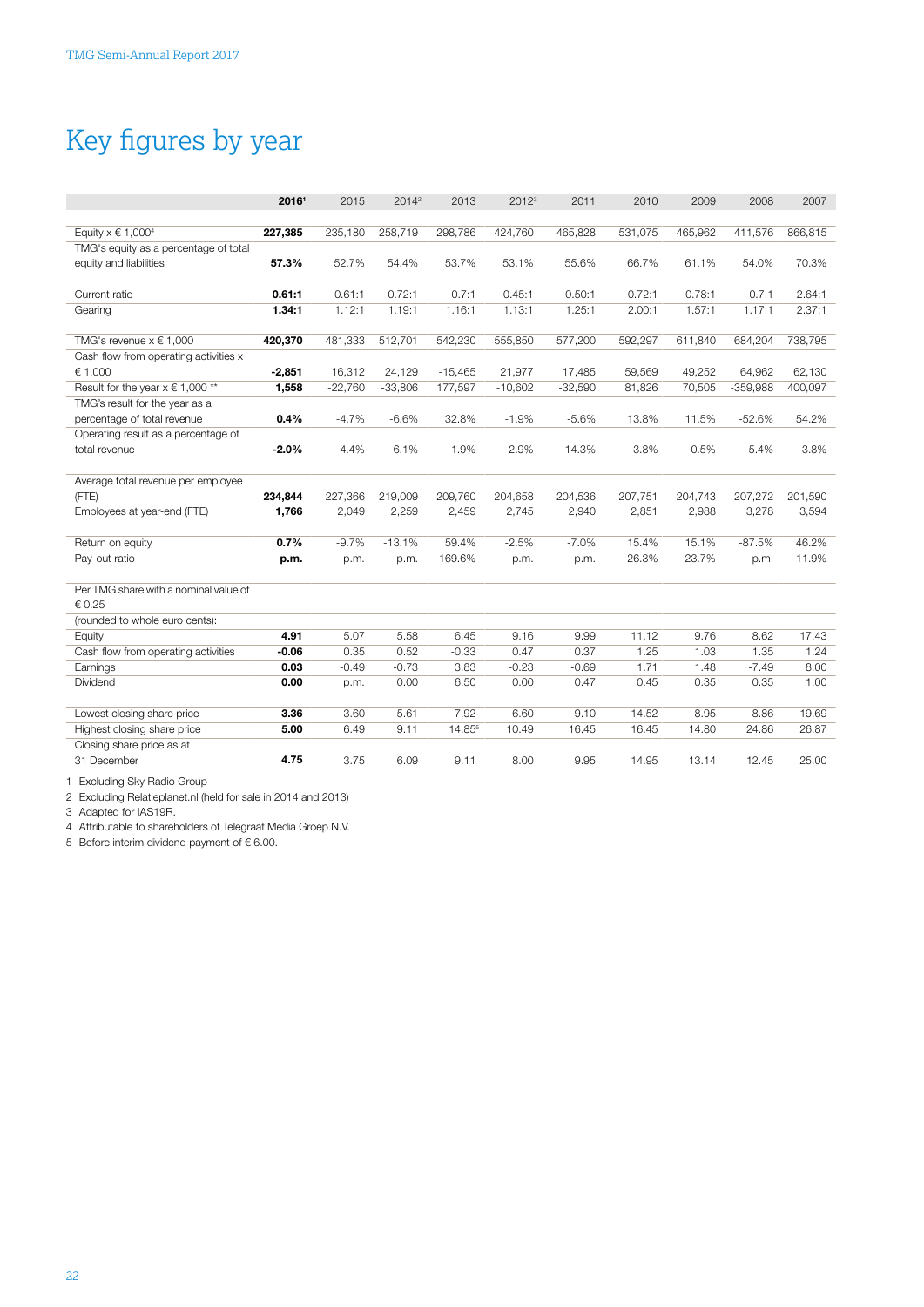# Key figures by year

| | **2016[1]** | 2015 | 2014[2] | 2013 | 2012[3] | 2011 | 2010 | 2009 | 2008 | 2007 |
|---|---|---|---|---|---|---|---|---|---|---|
| Equity x € 1,000[4] | **227,385** | 235,180 | 258,719 | 298,786 | 424,760 | 465,828 | 531,075 | 465,962 | 411,576 | 866,815 |
| TMG's equity as a percentage of total equity and liabilities | **57.3%** | 52.7% | 54.4% | 53.7% | 53.1% | 55.6% | 66.7% | 61.1% | 54.0% | 70.3% |
| Current ratio | **0.61:1** | 0.61:1 | 0.72:1 | 0.7:1 | 0.45:1 | 0.50:1 | 0.72:1 | 0.78:1 | 0.7:1 | 2.64:1 |
| Gearing | **1.34:1** | 1.12:1 | 1.19:1 | 1.16:1 | 1.13:1 | 1.25:1 | 2.00:1 | 1.57:1 | 1.17:1 | 2.37:1 |
| TMG's revenue x € 1,000 | **420,370** | 481,333 | 512,701 | 542,230 | 555,850 | 577,200 | 592,297 | 611,840 | 684,204 | 738,795 |
| Cash flow from operating activities x € 1,000 | **-2,851** | 16,312 | 24,129 | -15,465 | 21,977 | 17,485 | 59,569 | 49,252 | 64,962 | 62,130 |
| Result for the year x € 1,000 ** | **1,558** | -22,760 | -33,806 | 177,597 | -10,602 | -32,590 | 81,826 | 70,505 | -359,988 | 400,097 |
| TMG's result for the year as a percentage of total revenue | **0.4%** | -4.7% | -6.6% | 32.8% | -1.9% | -5.6% | 13.8% | 11.5% | -52.6% | 54.2% |
| Operating result as a percentage of total revenue | **-2.0%** | -4.4% | -6.1% | -1.9% | 2.9% | -14.3% | 3.8% | -0.5% | -5.4% | -3.8% |
| Average total revenue per employee (FTE) | **234,844** | 227,366 | 219,009 | 209,760 | 204,658 | 204,536 | 207,751 | 204,743 | 207,272 | 201,590 |
| Employees at year-end (FTE) | **1,766** | 2,049 | 2,259 | 2,459 | 2,745 | 2,940 | 2,851 | 2,988 | 3,278 | 3,594 |
| Return on equity | **0.7%** | -9.7% | -13.1% | 59.4% | -2.5% | -7.0% | 15.4% | 15.1% | -87.5% | 46.2% |
| Pay-out ratio | **p.m.** | p.m. | p.m. | 169.6% | p.m. | p.m. | 26.3% | 23.7% | p.m. | 11.9% |
| Per TMG share with a nominal value of € 0.25 | | | | | | | | | | |
| (rounded to whole euro cents): | | | | | | | | | | |
| Equity | **4.91** | 5.07 | 5.58 | 6.45 | 9.16 | 9.99 | 11.12 | 9.76 | 8.62 | 17.43 |
| Cash flow from operating activities | **-0.06** | 0.35 | 0.52 | -0.33 | 0.47 | 0.37 | 1.25 | 1.03 | 1.35 | 1.24 |
| Earnings | **0.03** | -0.49 | -0.73 | 3.83 | -0.23 | -0.69 | 1.71 | 1.48 | -7.49 | 8.00 |
| Dividend | **0.00** | p.m. | 0.00 | 6.50 | 0.00 | 0.47 | 0.45 | 0.35 | 0.35 | 1.00 |
| Lowest closing share price | **3.36** | 3.60 | 5.61 | 7.92 | 6.60 | 9.10 | 14.52 | 8.95 | 8.86 | 19.69 |
| Highest closing share price | **5.00** | 6.49 | 9.11 | 14.85[5] | 10.49 | 16.45 | 16.45 | 14.80 | 24.86 | 26.87 |
| Closing share price as at 31 December | **4.75** | 3.75 | 6.09 | 9.11 | 8.00 | 9.95 | 14.95 | 13.14 | 12.45 | 25.00 |

1 Excluding Sky Radio Group
2 Excluding Relatieplanet.nl (held for sale in 2014 and 2013)
3 Adapted for IAS19R.
4 Attributable to shareholders of Telegraaf Media Groep N.V.
5 Before interim dividend payment of € 6.00.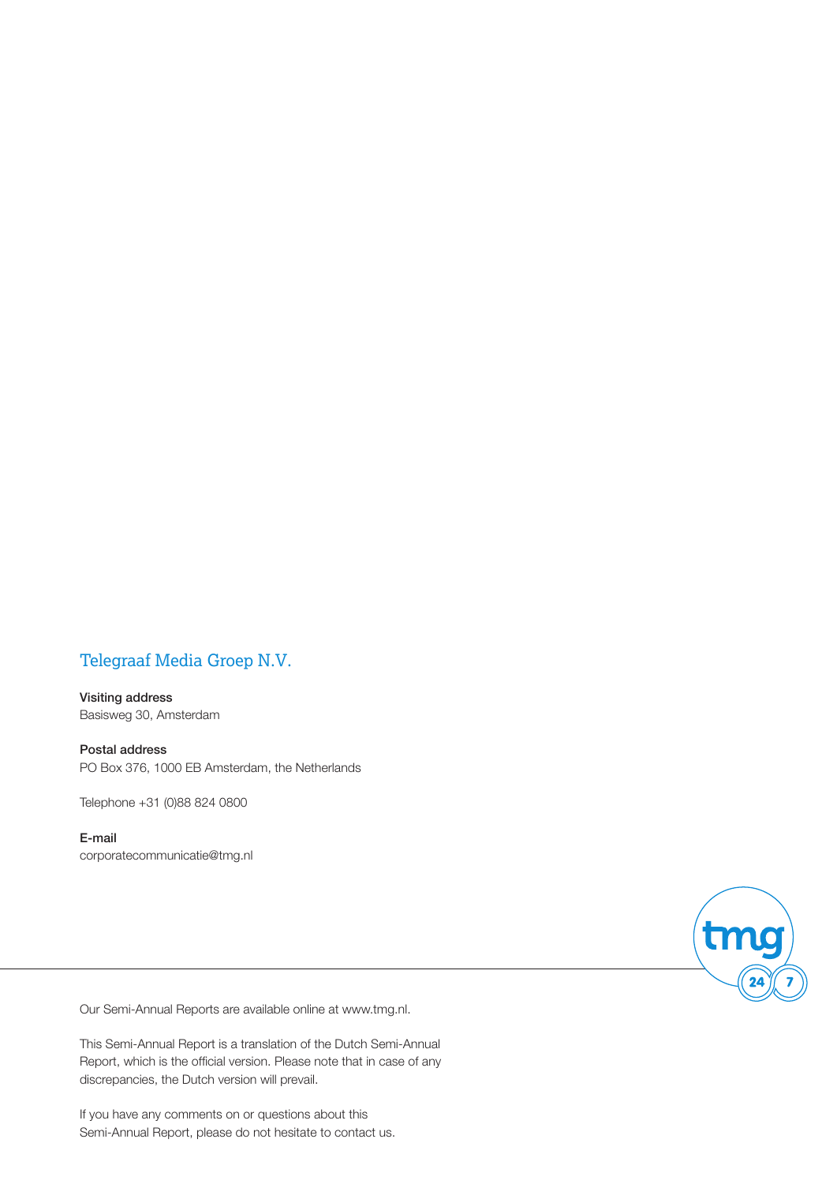## Telegraaf Media Groep N.V.

**Visiting address**
Basisweg 30, Amsterdam

**Postal address**
PO Box 376, 1000 EB Amsterdam, the Netherlands

Telephone +31 (0)88 824 0800

**E-mail**
corporatecommunicatie@tmg.nl

Our Semi-Annual Reports are available online at www.tmg.nl.

This Semi-Annual Report is a translation of the Dutch Semi-Annual Report, which is the official version. Please note that in case of any discrepancies, the Dutch version will prevail.

If you have any comments on or questions about this Semi-Annual Report, please do not hesitate to contact us.